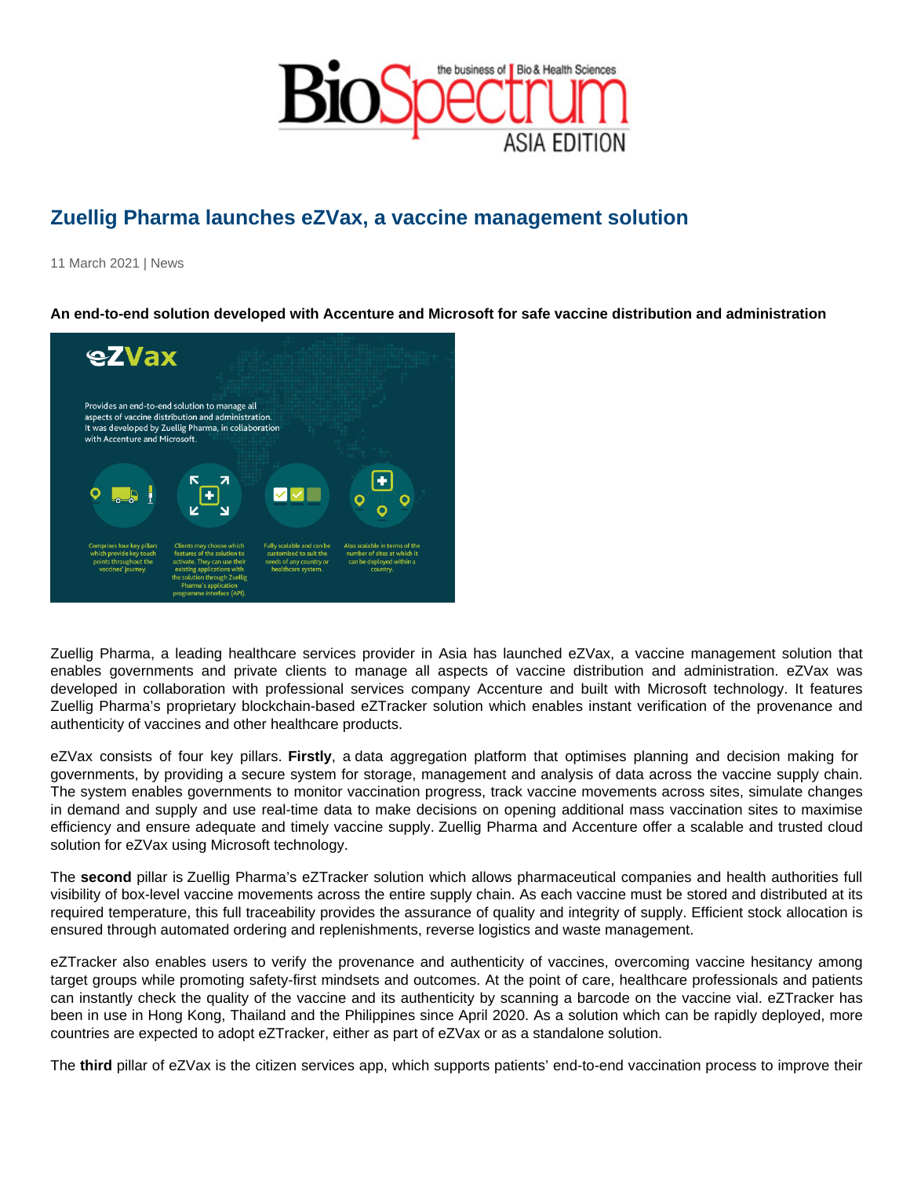# Zuellig Pharma launches eZVax, a vaccine management solution

11 March 2021 | News

**An end-to-end solution developed with Accenture and Microsoft for safe vaccine distribution and administration**

Zuellig Pharma, a leading healthcare services provider in Asia has launched eZVax, a vaccine management solution that enables governments and private clients to manage all aspects of vaccine distribution and administration. eZVax was developed in collaboration with professional services company Accenture and built with Microsoft technology. It features Zuellig Pharma's proprietary blockchain-based eZTracker solution which enables instant verification of the provenance and authenticity of vaccines and other healthcare products.

eZVax consists of four key pillars. **Firstly**, a data aggregation platform that optimises planning and decision making for governments, by providing a secure system for storage, management and analysis of data across the vaccine supply chain. The system enables governments to monitor vaccination progress, track vaccine movements across sites, simulate changes in demand and supply and use real-time data to make decisions on opening additional mass vaccination sites to maximise efficiency and ensure adequate and timely vaccine supply. Zuellig Pharma and Accenture offer a scalable and trusted cloud solution for eZVax using Microsoft technology.

The **second** pillar is Zuellig Pharma's eZTracker solution which allows pharmaceutical companies and health authorities full visibility of box-level vaccine movements across the entire supply chain. As each vaccine must be stored and distributed at its required temperature, this full traceability provides the assurance of quality and integrity of supply. Efficient stock allocation is ensured through automated ordering and replenishments, reverse logistics and waste management.

eZTracker also enables users to verify the provenance and authenticity of vaccines, overcoming vaccine hesitancy among target groups while promoting safety-first mindsets and outcomes. At the point of care, healthcare professionals and patients can instantly check the quality of the vaccine and its authenticity by scanning a barcode on the vaccine vial. eZTracker has been in use in Hong Kong, Thailand and the Philippines since April 2020. As a solution which can be rapidly deployed, more countries are expected to adopt eZTracker, either as part of eZVax or as a standalone solution.

The **third** pillar of eZVax is the citizen services app, which supports patients' end-to-end vaccination process to improve their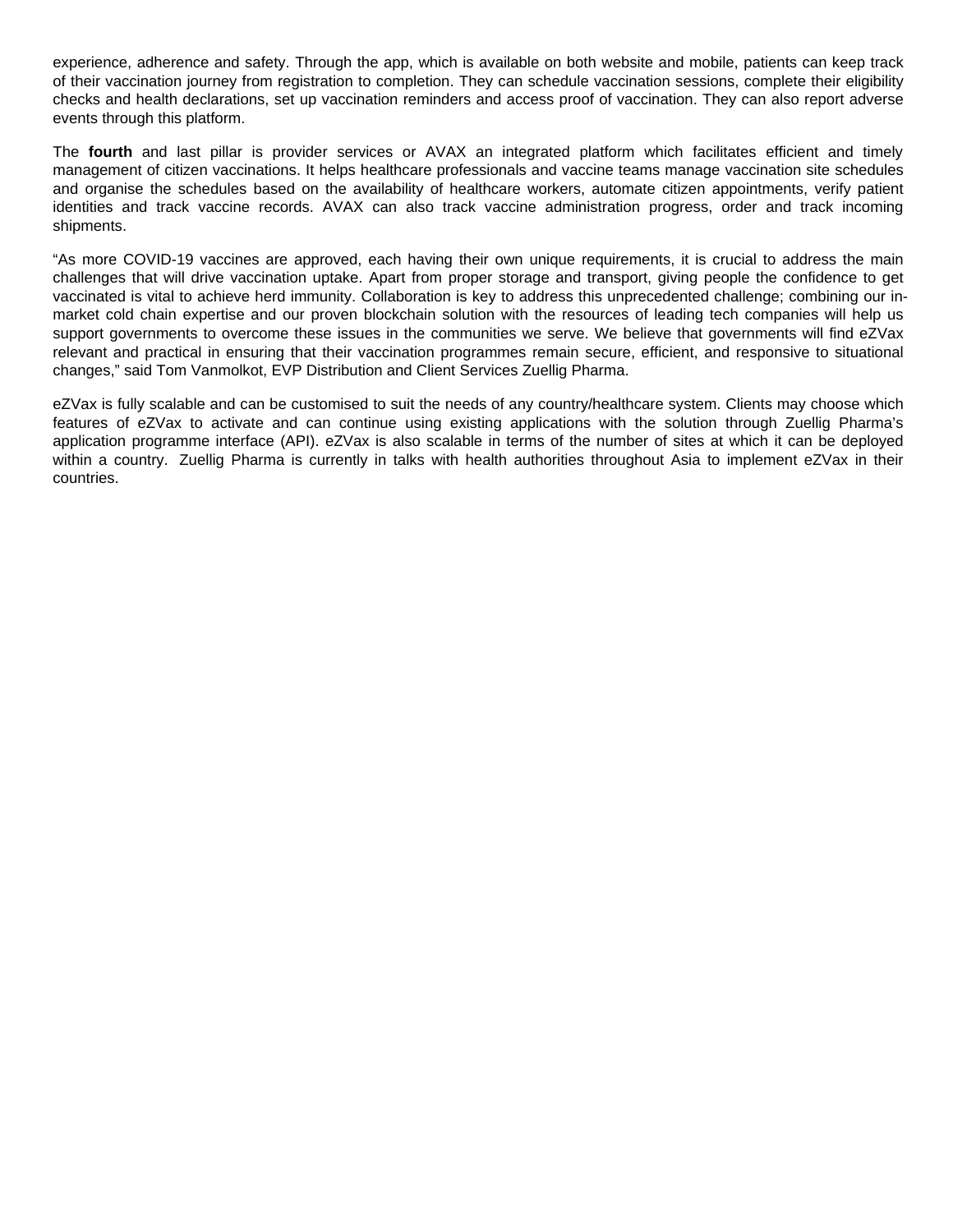experience, adherence and safety. Through the app, which is available on both website and mobile, patients can keep track of their vaccination journey from registration to completion. They can schedule vaccination sessions, complete their eligibility checks and health declarations, set up vaccination reminders and access proof of vaccination. They can also report adverse events through this platform.

The **fourth** and last pillar is provider services or AVAX an integrated platform which facilitates efficient and timely management of citizen vaccinations. It helps healthcare professionals and vaccine teams manage vaccination site schedules and organise the schedules based on the availability of healthcare workers, automate citizen appointments, verify patient identities and track vaccine records. AVAX can also track vaccine administration progress, order and track incoming shipments.

"As more COVID-19 vaccines are approved, each having their own unique requirements, it is crucial to address the main challenges that will drive vaccination uptake. Apart from proper storage and transport, giving people the confidence to get vaccinated is vital to achieve herd immunity. Collaboration is key to address this unprecedented challenge; combining our in-market cold chain expertise and our proven blockchain solution with the resources of leading tech companies will help us support governments to overcome these issues in the communities we serve. We believe that governments will find eZVax relevant and practical in ensuring that their vaccination programmes remain secure, efficient, and responsive to situational changes," said Tom Vanmolkot, EVP Distribution and Client Services Zuellig Pharma.

eZVax is fully scalable and can be customised to suit the needs of any country/healthcare system. Clients may choose which features of eZVax to activate and can continue using existing applications with the solution through Zuellig Pharma's application programme interface (API). eZVax is also scalable in terms of the number of sites at which it can be deployed within a country. Zuellig Pharma is currently in talks with health authorities throughout Asia to implement eZVax in their countries.